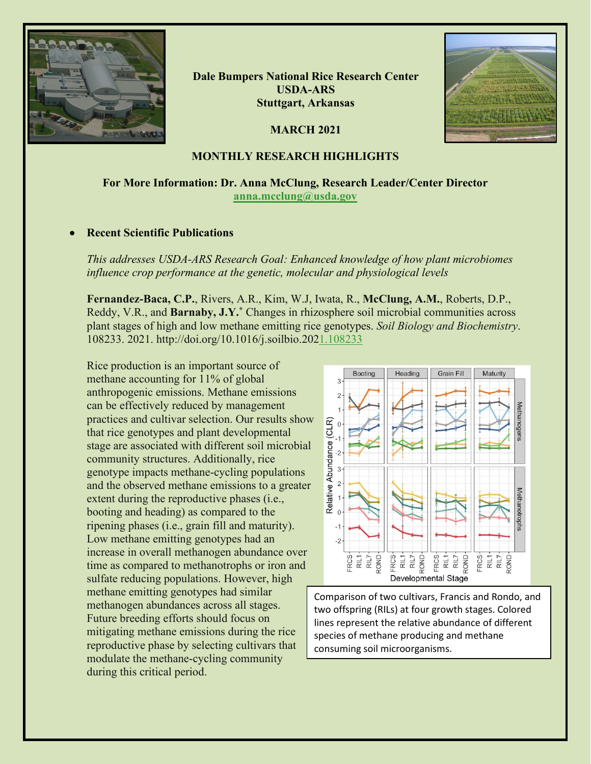**Dale Bumpers National Rice Research Center**
**USDA-ARS**
**Stuttgart, Arkansas**

**MARCH 2021**

## MONTHLY RESEARCH HIGHLIGHTS

**For More Information: Dr. Anna McClung, Research Leader/Center Director**
**anna.mcclung@usda.gov**

- **Recent Scientific Publications**

*This addresses USDA-ARS Research Goal: Enhanced knowledge of how plant microbiomes influence crop performance at the genetic, molecular and physiological levels*

**Fernandez-Baca, C.P.**, Rivers, A.R., Kim, W.J, Iwata, R., **McClung, A.M.**, Roberts, D.P., Reddy, V.R., and **Barnaby, J.Y.*** Changes in rhizosphere soil microbial communities across plant stages of high and low methane emitting rice genotypes. *Soil Biology and Biochemistry*. 108233. 2021. http://doi.org/10.1016/j.soilbio.2021.108233

Rice production is an important source of methane accounting for 11% of global anthropogenic emissions. Methane emissions can be effectively reduced by management practices and cultivar selection. Our results show that rice genotypes and plant developmental stage are associated with different soil microbial community structures. Additionally, rice genotype impacts methane-cycling populations and the observed methane emissions to a greater extent during the reproductive phases (i.e., booting and heading) as compared to the ripening phases (i.e., grain fill and maturity). Low methane emitting genotypes had an increase in overall methanogen abundance over time as compared to methanotrophs or iron and sulfate reducing populations. However, high methane emitting genotypes had similar methanogen abundances across all stages. Future breeding efforts should focus on mitigating methane emissions during the rice reproductive phase by selecting cultivars that modulate the methane-cycling community during this critical period.

Comparison of two cultivars, Francis and Rondo, and two offspring (RILs) at four growth stages. Colored lines represent the relative abundance of different species of methane producing and methane consuming soil microorganisms.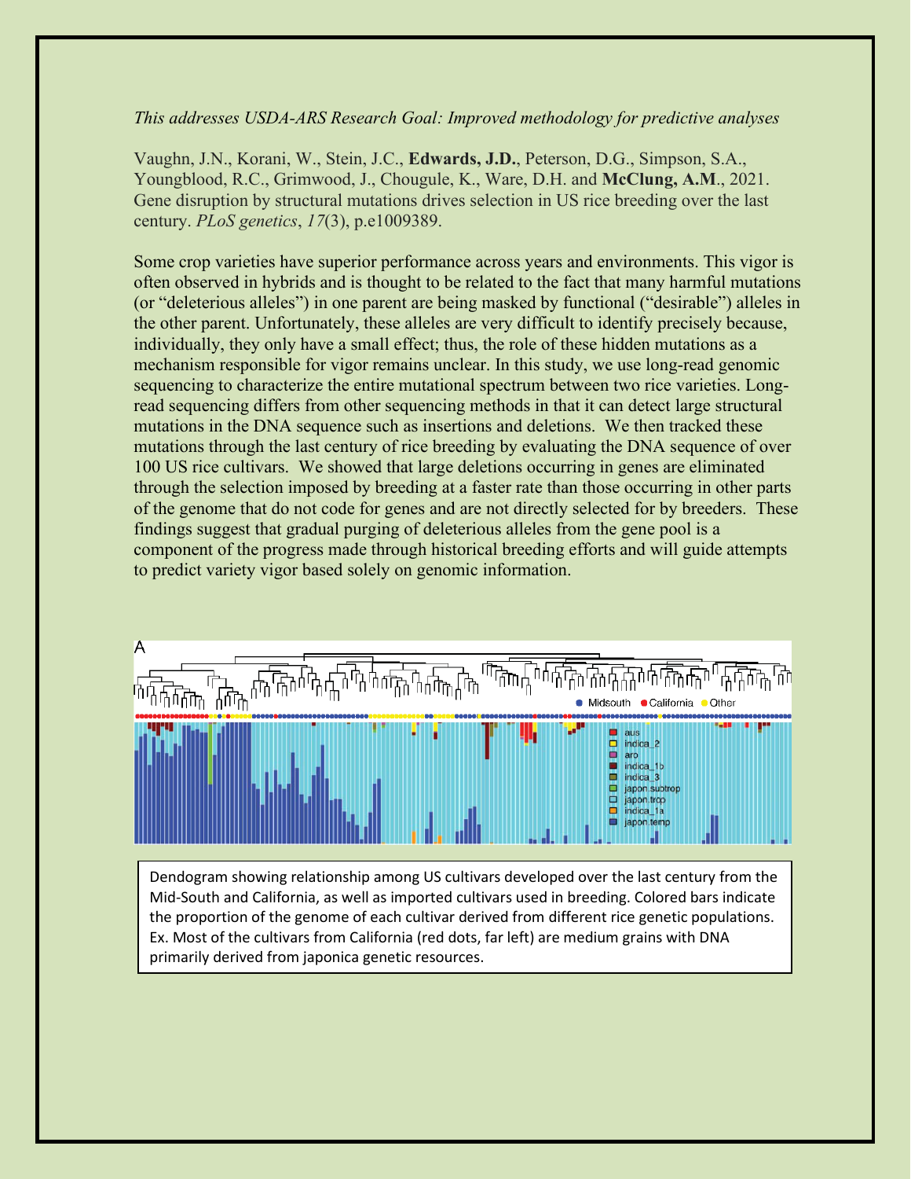*This addresses USDA-ARS Research Goal: Improved methodology for predictive analyses*

Vaughn, J.N., Korani, W., Stein, J.C., **Edwards, J.D.**, Peterson, D.G., Simpson, S.A., Youngblood, R.C., Grimwood, J., Chougule, K., Ware, D.H. and **McClung, A.M.**, 2021. Gene disruption by structural mutations drives selection in US rice breeding over the last century. *PLoS genetics*, *17*(3), p.e1009389.

Some crop varieties have superior performance across years and environments. This vigor is often observed in hybrids and is thought to be related to the fact that many harmful mutations (or "deleterious alleles") in one parent are being masked by functional ("desirable") alleles in the other parent. Unfortunately, these alleles are very difficult to identify precisely because, individually, they only have a small effect; thus, the role of these hidden mutations as a mechanism responsible for vigor remains unclear. In this study, we use long-read genomic sequencing to characterize the entire mutational spectrum between two rice varieties. Long-read sequencing differs from other sequencing methods in that it can detect large structural mutations in the DNA sequence such as insertions and deletions. We then tracked these mutations through the last century of rice breeding by evaluating the DNA sequence of over 100 US rice cultivars. We showed that large deletions occurring in genes are eliminated through the selection imposed by breeding at a faster rate than those occurring in other parts of the genome that do not code for genes and are not directly selected for by breeders. These findings suggest that gradual purging of deleterious alleles from the gene pool is a component of the progress made through historical breeding efforts and will guide attempts to predict variety vigor based solely on genomic information.

Dendogram showing relationship among US cultivars developed over the last century from the Mid-South and California, as well as imported cultivars used in breeding. Colored bars indicate the proportion of the genome of each cultivar derived from different rice genetic populations. Ex. Most of the cultivars from California (red dots, far left) are medium grains with DNA primarily derived from japonica genetic resources.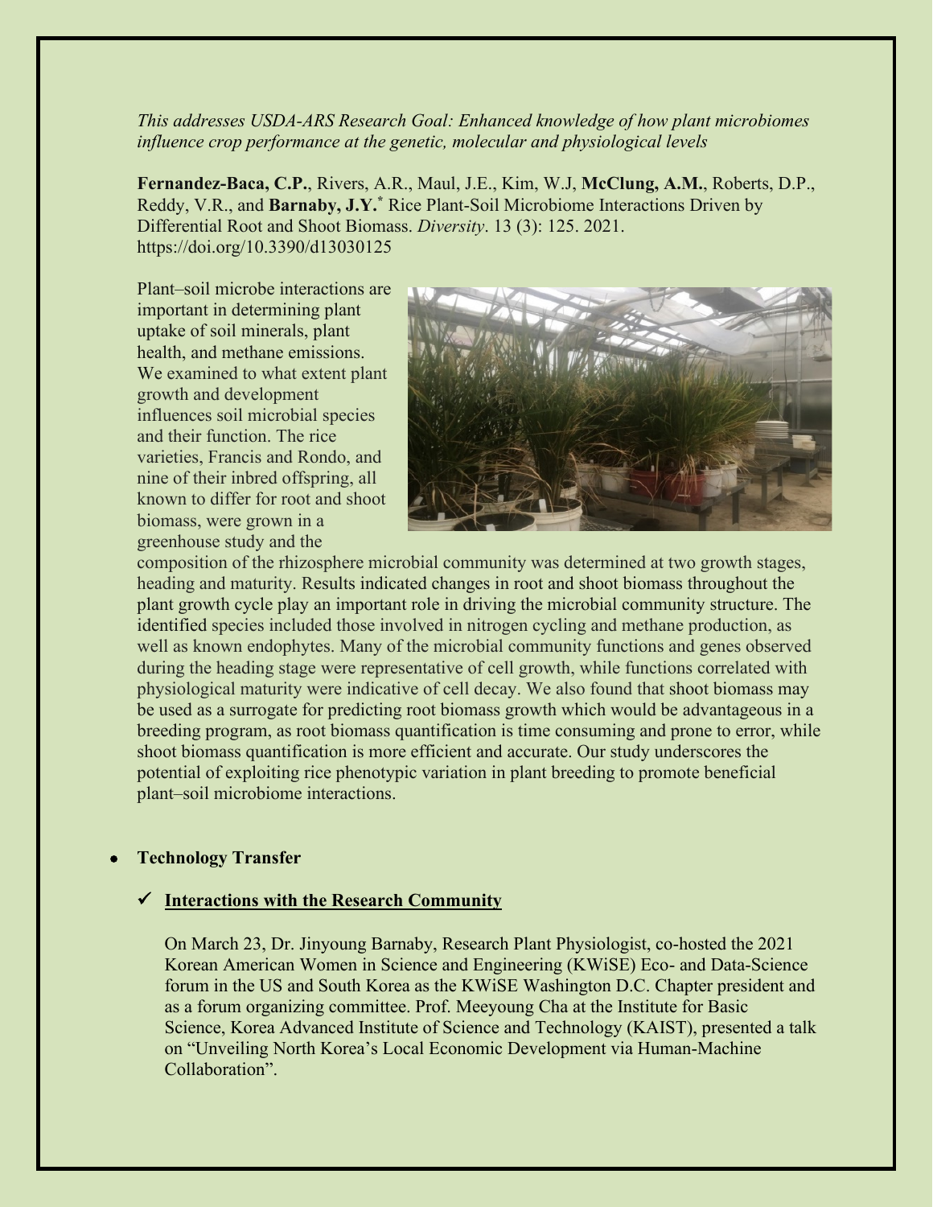*This addresses USDA-ARS Research Goal: Enhanced knowledge of how plant microbiomes influence crop performance at the genetic, molecular and physiological levels*

**Fernandez-Baca, C.P.**, Rivers, A.R., Maul, J.E., Kim, W.J, **McClung, A.M.**, Roberts, D.P., Reddy, V.R., and **Barnaby, J.Y.*** Rice Plant-Soil Microbiome Interactions Driven by Differential Root and Shoot Biomass. *Diversity*. 13 (3): 125. 2021. https://doi.org/10.3390/d13030125

Plant–soil microbe interactions are important in determining plant uptake of soil minerals, plant health, and methane emissions. We examined to what extent plant growth and development influences soil microbial species and their function. The rice varieties, Francis and Rondo, and nine of their inbred offspring, all known to differ for root and shoot biomass, were grown in a greenhouse study and the composition of the rhizosphere microbial community was determined at two growth stages, heading and maturity. Results indicated changes in root and shoot biomass throughout the plant growth cycle play an important role in driving the microbial community structure. The identified species included those involved in nitrogen cycling and methane production, as well as known endophytes. Many of the microbial community functions and genes observed during the heading stage were representative of cell growth, while functions correlated with physiological maturity were indicative of cell decay. We also found that shoot biomass may be used as a surrogate for predicting root biomass growth which would be advantageous in a breeding program, as root biomass quantification is time consuming and prone to error, while shoot biomass quantification is more efficient and accurate. Our study underscores the potential of exploiting rice phenotypic variation in plant breeding to promote beneficial plant–soil microbiome interactions.

- **Technology Transfer**

  ✓ **Interactions with the Research Community**

  On March 23, Dr. Jinyoung Barnaby, Research Plant Physiologist, co-hosted the 2021 Korean American Women in Science and Engineering (KWiSE) Eco- and Data-Science forum in the US and South Korea as the KWiSE Washington D.C. Chapter president and as a forum organizing committee. Prof. Meeyoung Cha at the Institute for Basic Science, Korea Advanced Institute of Science and Technology (KAIST), presented a talk on "Unveiling North Korea's Local Economic Development via Human-Machine Collaboration".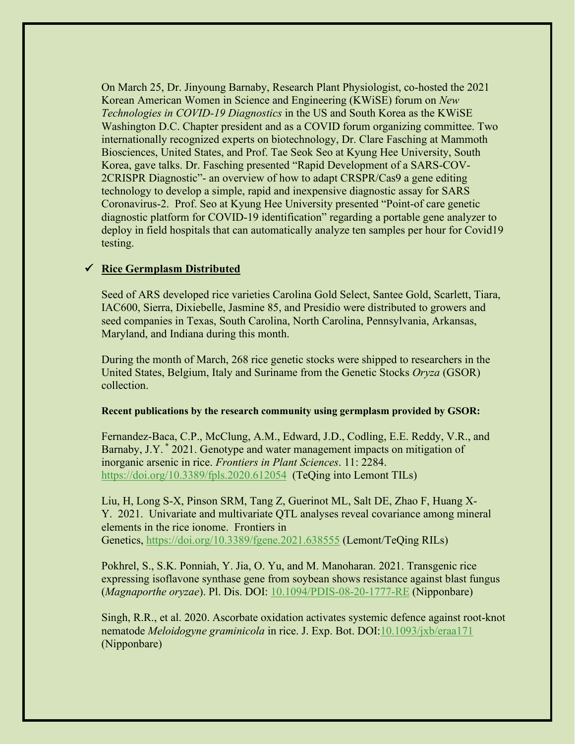On March 25, Dr. Jinyoung Barnaby, Research Plant Physiologist, co-hosted the 2021 Korean American Women in Science and Engineering (KWiSE) forum on *New Technologies in COVID-19 Diagnostics* in the US and South Korea as the KWiSE Washington D.C. Chapter president and as a COVID forum organizing committee. Two internationally recognized experts on biotechnology, Dr. Clare Fasching at Mammoth Biosciences, United States, and Prof. Tae Seok Seo at Kyung Hee University, South Korea, gave talks. Dr. Fasching presented "Rapid Development of a SARS-COV-2CRISPR Diagnostic"- an overview of how to adapt CRSPR/Cas9 a gene editing technology to develop a simple, rapid and inexpensive diagnostic assay for SARS Coronavirus-2. Prof. Seo at Kyung Hee University presented "Point-of care genetic diagnostic platform for COVID-19 identification" regarding a portable gene analyzer to deploy in field hospitals that can automatically analyze ten samples per hour for Covid19 testing.

✓ **Rice Germplasm Distributed**

Seed of ARS developed rice varieties Carolina Gold Select, Santee Gold, Scarlett, Tiara, IAC600, Sierra, Dixiebelle, Jasmine 85, and Presidio were distributed to growers and seed companies in Texas, South Carolina, North Carolina, Pennsylvania, Arkansas, Maryland, and Indiana during this month.

During the month of March, 268 rice genetic stocks were shipped to researchers in the United States, Belgium, Italy and Suriname from the Genetic Stocks *Oryza* (GSOR) collection.

**Recent publications by the research community using germplasm provided by GSOR:**

Fernandez-Baca, C.P., McClung, A.M., Edward, J.D., Codling, E.E. Reddy, V.R., and Barnaby, J.Y.* 2021. Genotype and water management impacts on mitigation of inorganic arsenic in rice. *Frontiers in Plant Sciences*. 11: 2284. https://doi.org/10.3389/fpls.2020.612054 (TeQing into Lemont TILs)

Liu, H, Long S-X, Pinson SRM, Tang Z, Guerinot ML, Salt DE, Zhao F, Huang X-Y. 2021. Univariate and multivariate QTL analyses reveal covariance among mineral elements in the rice ionome. Frontiers in Genetics, https://doi.org/10.3389/fgene.2021.638555 (Lemont/TeQing RILs)

Pokhrel, S., S.K. Ponniah, Y. Jia, O. Yu, and M. Manoharan. 2021. Transgenic rice expressing isoflavone synthase gene from soybean shows resistance against blast fungus (*Magnaporthe oryzae*). Pl. Dis. DOI: 10.1094/PDIS-08-20-1777-RE (Nipponbare)

Singh, R.R., et al. 2020. Ascorbate oxidation activates systemic defence against root-knot nematode *Meloidogyne graminicola* in rice. J. Exp. Bot. DOI:10.1093/jxb/eraa171 (Nipponbare)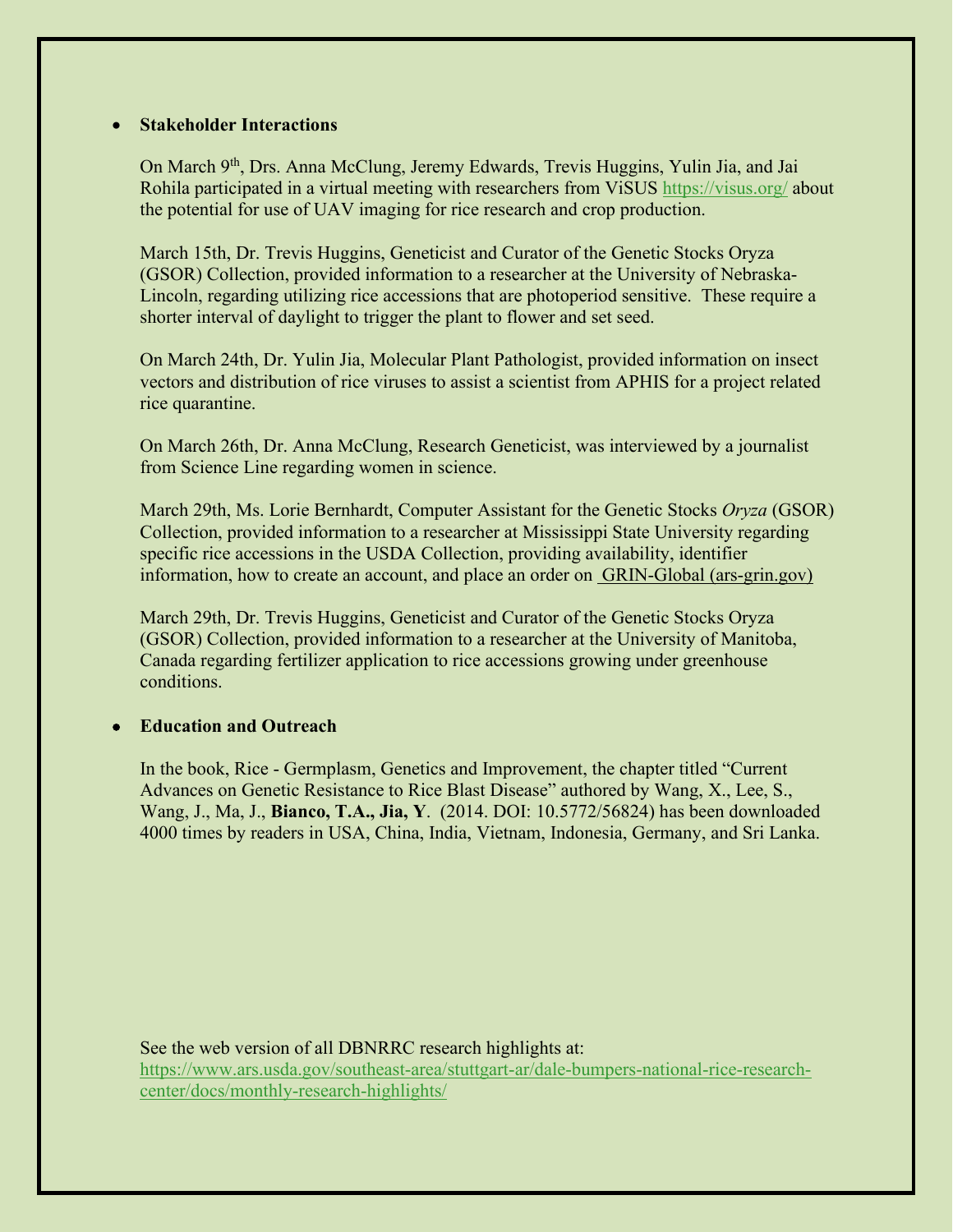- **Stakeholder Interactions**

  On March 9th, Drs. Anna McClung, Jeremy Edwards, Trevis Huggins, Yulin Jia, and Jai Rohila participated in a virtual meeting with researchers from ViSUS https://visus.org/ about the potential for use of UAV imaging for rice research and crop production.

  March 15th, Dr. Trevis Huggins, Geneticist and Curator of the Genetic Stocks Oryza (GSOR) Collection, provided information to a researcher at the University of Nebraska-Lincoln, regarding utilizing rice accessions that are photoperiod sensitive. These require a shorter interval of daylight to trigger the plant to flower and set seed.

  On March 24th, Dr. Yulin Jia, Molecular Plant Pathologist, provided information on insect vectors and distribution of rice viruses to assist a scientist from APHIS for a project related rice quarantine.

  On March 26th, Dr. Anna McClung, Research Geneticist, was interviewed by a journalist from Science Line regarding women in science.

  March 29th, Ms. Lorie Bernhardt, Computer Assistant for the Genetic Stocks *Oryza* (GSOR) Collection, provided information to a researcher at Mississippi State University regarding specific rice accessions in the USDA Collection, providing availability, identifier information, how to create an account, and place an order on GRIN-Global (ars-grin.gov)

  March 29th, Dr. Trevis Huggins, Geneticist and Curator of the Genetic Stocks Oryza (GSOR) Collection, provided information to a researcher at the University of Manitoba, Canada regarding fertilizer application to rice accessions growing under greenhouse conditions.

- **Education and Outreach**

  In the book, Rice - Germplasm, Genetics and Improvement, the chapter titled "Current Advances on Genetic Resistance to Rice Blast Disease" authored by Wang, X., Lee, S., Wang, J., Ma, J., **Bianco, T.A., Jia, Y**. (2014. DOI: 10.5772/56824) has been downloaded 4000 times by readers in USA, China, India, Vietnam, Indonesia, Germany, and Sri Lanka.

See the web version of all DBNRRC research highlights at:
https://www.ars.usda.gov/southeast-area/stuttgart-ar/dale-bumpers-national-rice-research-center/docs/monthly-research-highlights/